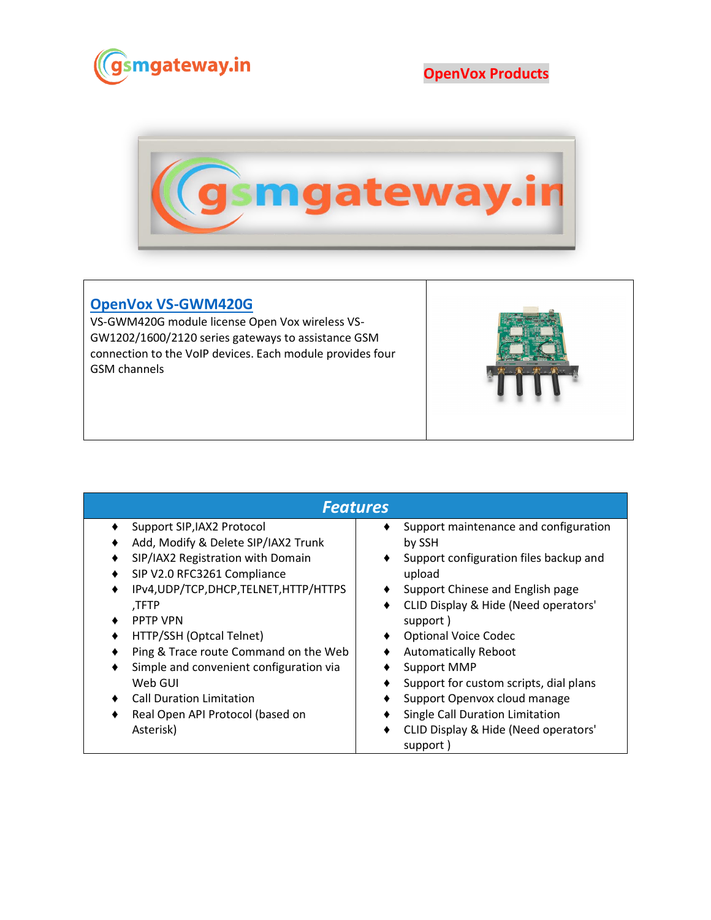OpenVox Products

## OpenVox VS-GWM420G

VS-GWM420G module license Open Vox wireless VS-GW1202/1600/2120 series gateways to assistance GSM connection to the VoIP devices. Each module provides four GSM channels

## *Features*

- Support SIP,IAX2 Protocol
- Add, Modify & Delete SIP/IAX2 Trunk
- SIP/IAX2 Registration with Domain
- SIP V2.0 RFC3261 Compliance
- IPv4,UDP/TCP,DHCP,TELNET,HTTP/HTTPS ,TFTP
- PPTP VPN
- HTTP/SSH (Optcal Telnet)
- Ping & Trace route Command on the Web
- Simple and convenient configuration via Web GUI
- Call Duration Limitation
- Real Open API Protocol (based on Asterisk)
- Support maintenance and configuration by SSH
- Support configuration files backup and upload
- Support Chinese and English page
- CLID Display & Hide (Need operators' support )
- Optional Voice Codec
- Automatically Reboot
- Support MMP
- Support for custom scripts, dial plans
- Support Openvox cloud manage
- Single Call Duration Limitation
- CLID Display & Hide (Need operators' support )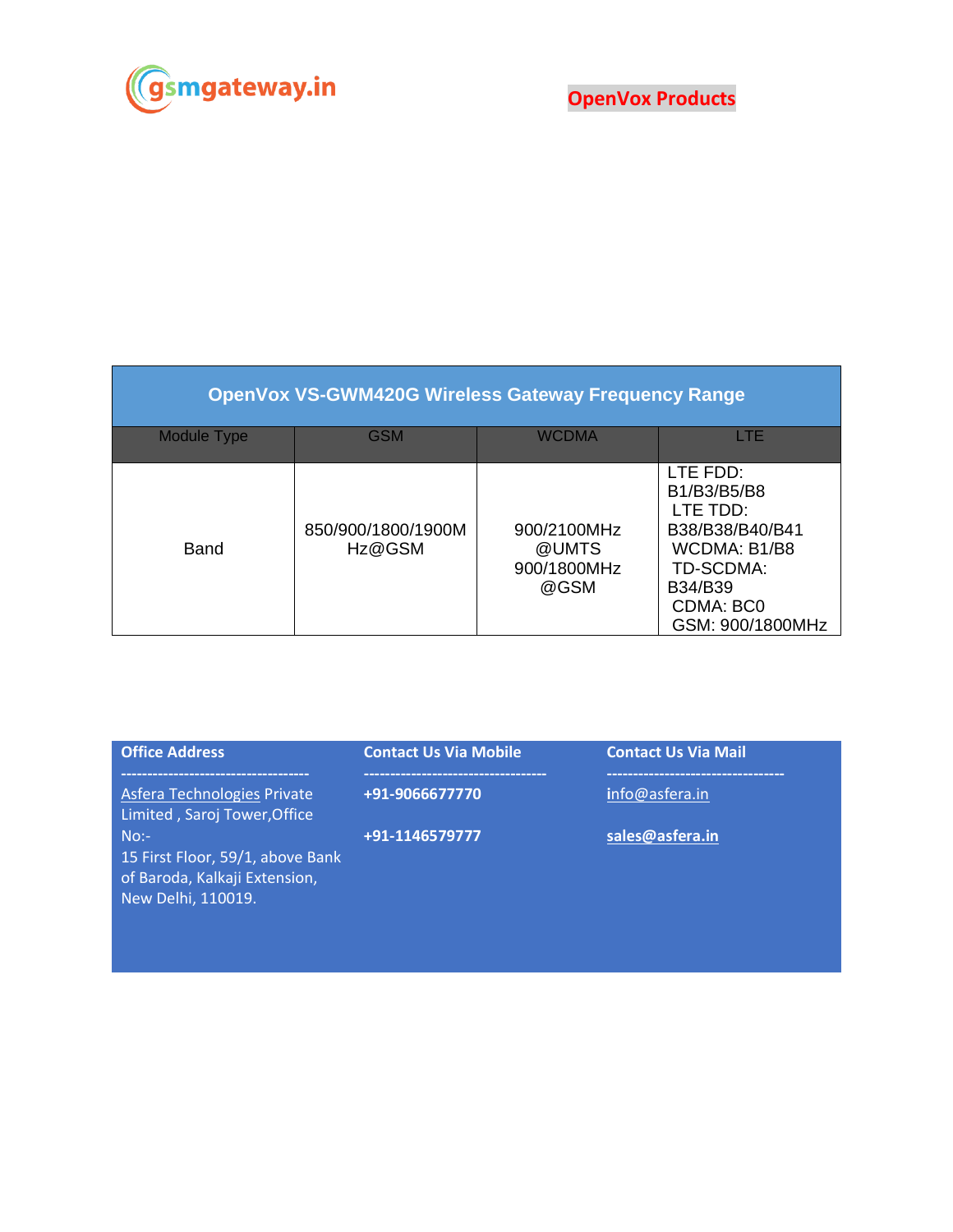gsmgateway.in

OpenVox Products

| OpenVox VS-GWM420G Wireless Gateway Frequency Range | | | |
|---|---|---|---|
| Module Type | GSM | WCDMA | LTE |
| Band | 850/900/1800/1900MHz@GSM | 900/2100MHz @UMTS 900/1800MHz @GSM | LTE FDD: B1/B3/B5/B8 LTE TDD: B38/B38/B40/B41 WCDMA: B1/B8 TD-SCDMA: B34/B39 CDMA: BC0 GSM: 900/1800MHz |

**Office Address**

-----------------------------------

Asfera Technologies Private Limited , Saroj Tower,Office No:-
15 First Floor, 59/1, above Bank of Baroda, Kalkaji Extension, New Delhi, 110019.

**Contact Us Via Mobile**

-----------------------------------

**+91-9066677770**

**+91-1146579777**

**Contact Us Via Mail**

-----------------------------------

info@asfera.in

**sales@asfera.in**